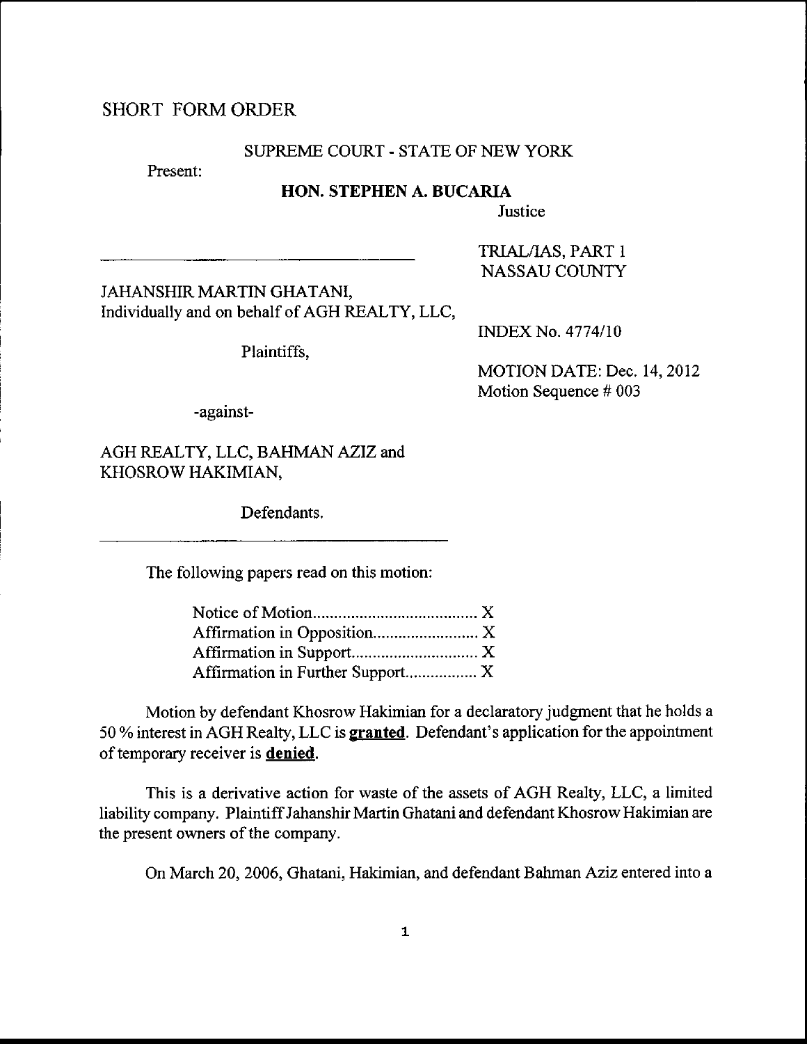SHORT FORM ORDER

SUPREME COURT - STATE OF NEW YORK

Present:

**HON. STEPHEN A. BUCARIA**

Justice

TRIAL/IAS, PART 1
NASSAU COUNTY

JAHANSHIR MARTIN GHATANI,
Individually and on behalf of AGH REALTY, LLC,

Plaintiffs,

INDEX No. 4774/10

MOTION DATE: Dec. 14, 2012
Motion Sequence # 003

-against-

AGH REALTY, LLC, BAHMAN AZIZ and
KHOSROW HAKIMIAN,

Defendants.

The following papers read on this motion:

Notice of Motion....................................... X
Affirmation in Opposition......................... X
Affirmation in Support.............................. X
Affirmation in Further Support................. X

Motion by defendant Khosrow Hakimian for a declaratory judgment that he holds a 50 % interest in AGH Realty, LLC is **granted**. Defendant's application for the appointment of temporary receiver is **denied**.

This is a derivative action for waste of the assets of AGH Realty, LLC, a limited liability company. Plaintiff Jahanshir Martin Ghatani and defendant Khosrow Hakimian are the present owners of the company.

On March 20, 2006, Ghatani, Hakimian, and defendant Bahman Aziz entered into a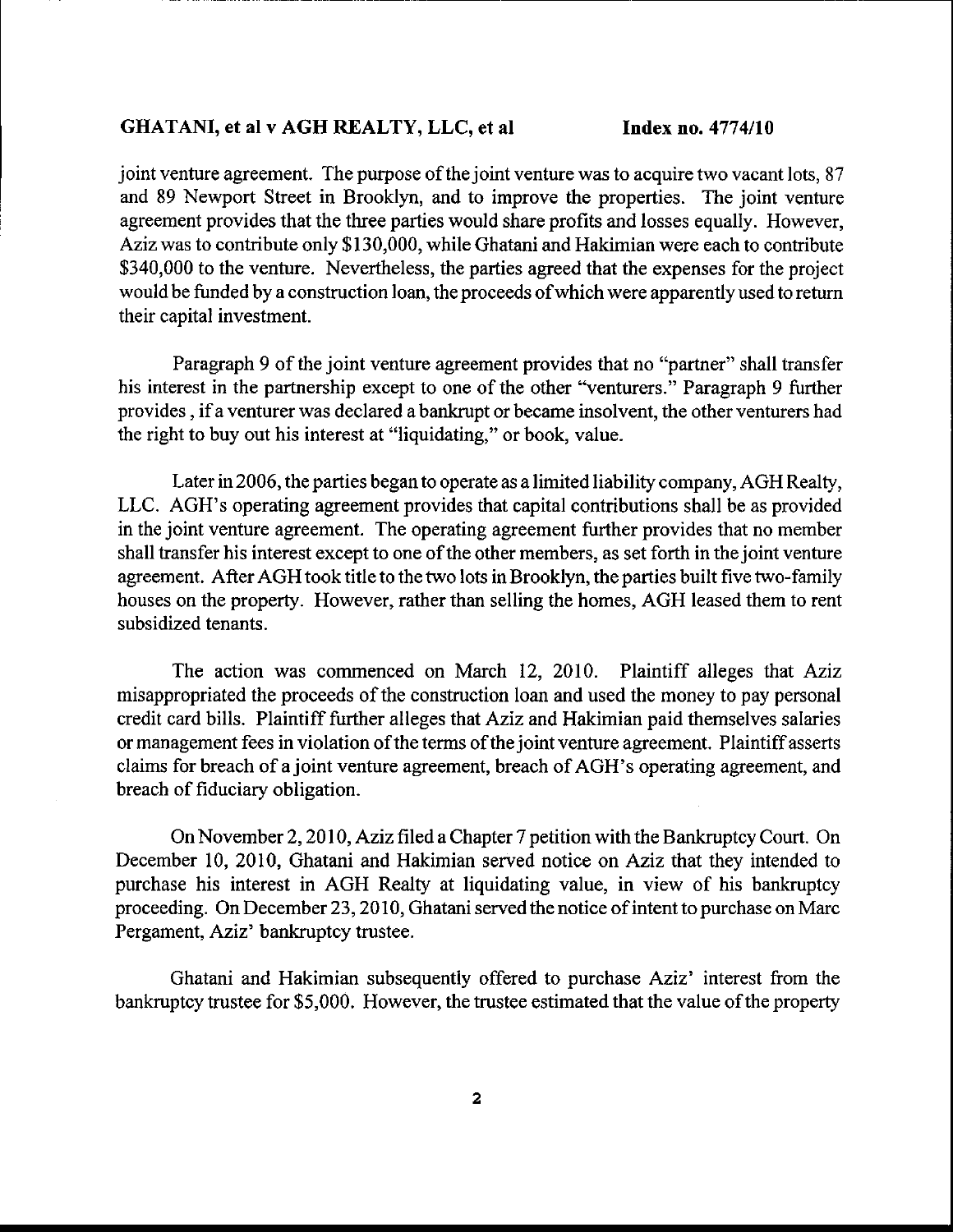joint venture agreement. The purpose of the joint venture was to acquire two vacant lots, 87 and 89 Newport Street in Brooklyn, and to improve the properties. The joint venture agreement provides that the three parties would share profits and losses equally. However, Aziz was to contribute only $130,000, while Ghatani and Hakimian were each to contribute $340,000 to the venture. Nevertheless, the parties agreed that the expenses for the project would be funded by a construction loan, the proceeds of which were apparently used to return their capital investment.

Paragraph 9 of the joint venture agreement provides that no "partner" shall transfer his interest in the partnership except to one of the other "venturers." Paragraph 9 further provides , if a venturer was declared a bankrupt or became insolvent, the other venturers had the right to buy out his interest at "liquidating," or book, value.

Later in 2006, the parties began to operate as a limited liability company, AGH Realty, LLC. AGH's operating agreement provides that capital contributions shall be as provided in the joint venture agreement. The operating agreement further provides that no member shall transfer his interest except to one of the other members, as set forth in the joint venture agreement. After AGH took title to the two lots in Brooklyn, the parties built five two-family houses on the property. However, rather than selling the homes, AGH leased them to rent subsidized tenants.

The action was commenced on March 12, 2010. Plaintiff alleges that Aziz misappropriated the proceeds of the construction loan and used the money to pay personal credit card bills. Plaintiff further alleges that Aziz and Hakimian paid themselves salaries or management fees in violation of the terms of the joint venture agreement. Plaintiff asserts claims for breach of a joint venture agreement, breach of AGH's operating agreement, and breach of fiduciary obligation.

On November 2, 2010, Aziz filed a Chapter 7 petition with the Bankruptcy Court. On December 10, 2010, Ghatani and Hakimian served notice on Aziz that they intended to purchase his interest in AGH Realty at liquidating value, in view of his bankruptcy proceeding. On December 23, 2010, Ghatani served the notice of intent to purchase on Marc Pergament, Aziz' bankruptcy trustee.

Ghatani and Hakimian subsequently offered to purchase Aziz' interest from the bankruptcy trustee for $5,000. However, the trustee estimated that the value of the property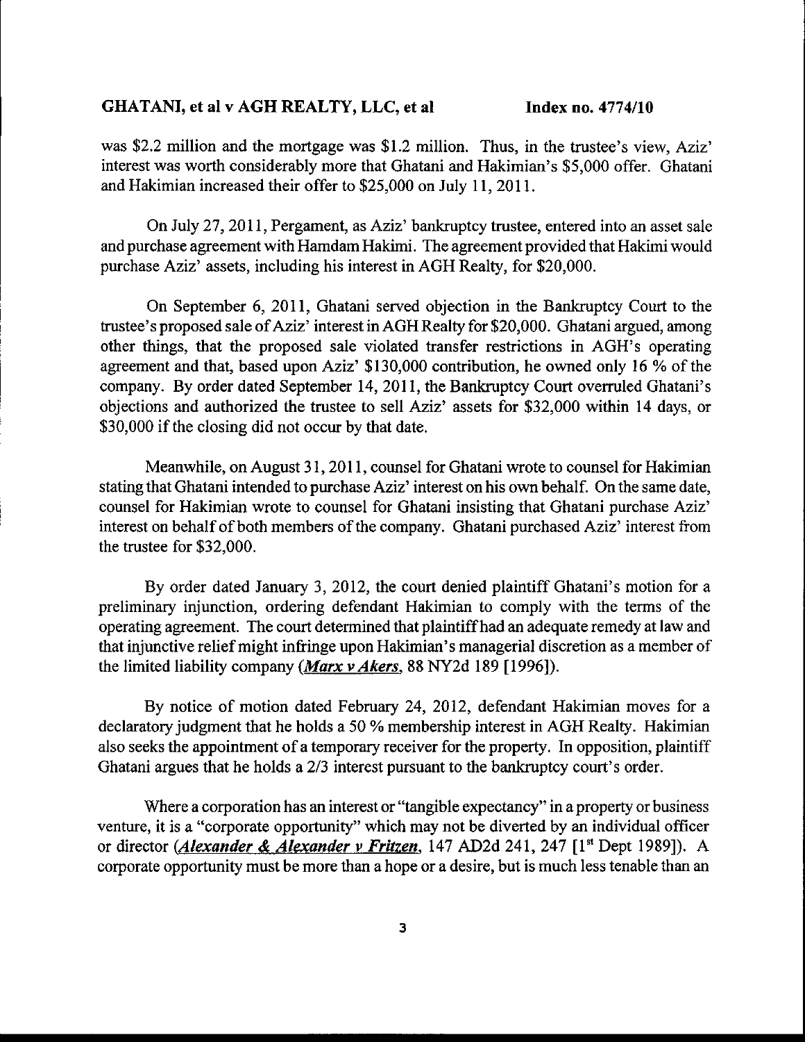was $2.2 million and the mortgage was $1.2 million. Thus, in the trustee's view, Aziz' interest was worth considerably more that Ghatani and Hakimian's $5,000 offer. Ghatani and Hakimian increased their offer to $25,000 on July 11, 2011.

On July 27, 2011, Pergament, as Aziz' bankruptcy trustee, entered into an asset sale and purchase agreement with Hamdam Hakimi. The agreement provided that Hakimi would purchase Aziz' assets, including his interest in AGH Realty, for $20,000.

On September 6, 2011, Ghatani served objection in the Bankruptcy Court to the trustee's proposed sale of Aziz' interest in AGH Realty for $20,000. Ghatani argued, among other things, that the proposed sale violated transfer restrictions in AGH's operating agreement and that, based upon Aziz' $130,000 contribution, he owned only 16 % of the company. By order dated September 14, 2011, the Bankruptcy Court overruled Ghatani's objections and authorized the trustee to sell Aziz' assets for $32,000 within 14 days, or $30,000 if the closing did not occur by that date.

Meanwhile, on August 31, 2011, counsel for Ghatani wrote to counsel for Hakimian stating that Ghatani intended to purchase Aziz' interest on his own behalf. On the same date, counsel for Hakimian wrote to counsel for Ghatani insisting that Ghatani purchase Aziz' interest on behalf of both members of the company. Ghatani purchased Aziz' interest from the trustee for $32,000.

By order dated January 3, 2012, the court denied plaintiff Ghatani's motion for a preliminary injunction, ordering defendant Hakimian to comply with the terms of the operating agreement. The court determined that plaintiff had an adequate remedy at law and that injunctive relief might infringe upon Hakimian's managerial discretion as a member of the limited liability company (***Marx v Akers***, 88 NY2d 189 [1996]).

By notice of motion dated February 24, 2012, defendant Hakimian moves for a declaratory judgment that he holds a 50 % membership interest in AGH Realty. Hakimian also seeks the appointment of a temporary receiver for the property. In opposition, plaintiff Ghatani argues that he holds a 2/3 interest pursuant to the bankruptcy court's order.

Where a corporation has an interest or "tangible expectancy" in a property or business venture, it is a "corporate opportunity" which may not be diverted by an individual officer or director (***Alexander & Alexander v Fritzen***, 147 AD2d 241, 247 [1st Dept 1989]). A corporate opportunity must be more than a hope or a desire, but is much less tenable than an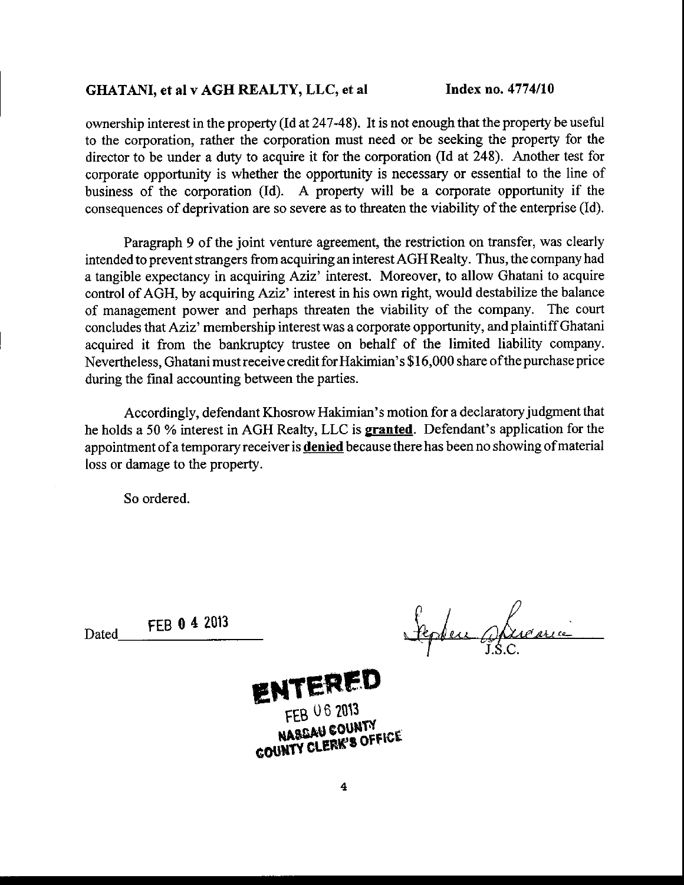ownership interest in the property (Id at 247-48). It is not enough that the property be useful to the corporation, rather the corporation must need or be seeking the property for the director to be under a duty to acquire it for the corporation (Id at 248). Another test for corporate opportunity is whether the opportunity is necessary or essential to the line of business of the corporation (Id). A property will be a corporate opportunity if the consequences of deprivation are so severe as to threaten the viability of the enterprise (Id).

Paragraph 9 of the joint venture agreement, the restriction on transfer, was clearly intended to prevent strangers from acquiring an interest AGH Realty. Thus, the company had a tangible expectancy in acquiring Aziz' interest. Moreover, to allow Ghatani to acquire control of AGH, by acquiring Aziz' interest in his own right, would destabilize the balance of management power and perhaps threaten the viability of the company. The court concludes that Aziz' membership interest was a corporate opportunity, and plaintiff Ghatani acquired it from the bankruptcy trustee on behalf of the limited liability company. Nevertheless, Ghatani must receive credit for Hakimian's $16,000 share of the purchase price during the final accounting between the parties.

Accordingly, defendant Khosrow Hakimian's motion for a declaratory judgment that he holds a 50 % interest in AGH Realty, LLC is **granted**. Defendant's application for the appointment of a temporary receiver is **denied** because there has been no showing of material loss or damage to the property.

So ordered.

Dated FEB 0 4 2013

J.S.C.

ENTERED
FEB 06 2013
NASSAU COUNTY
COUNTY CLERK'S OFFICE